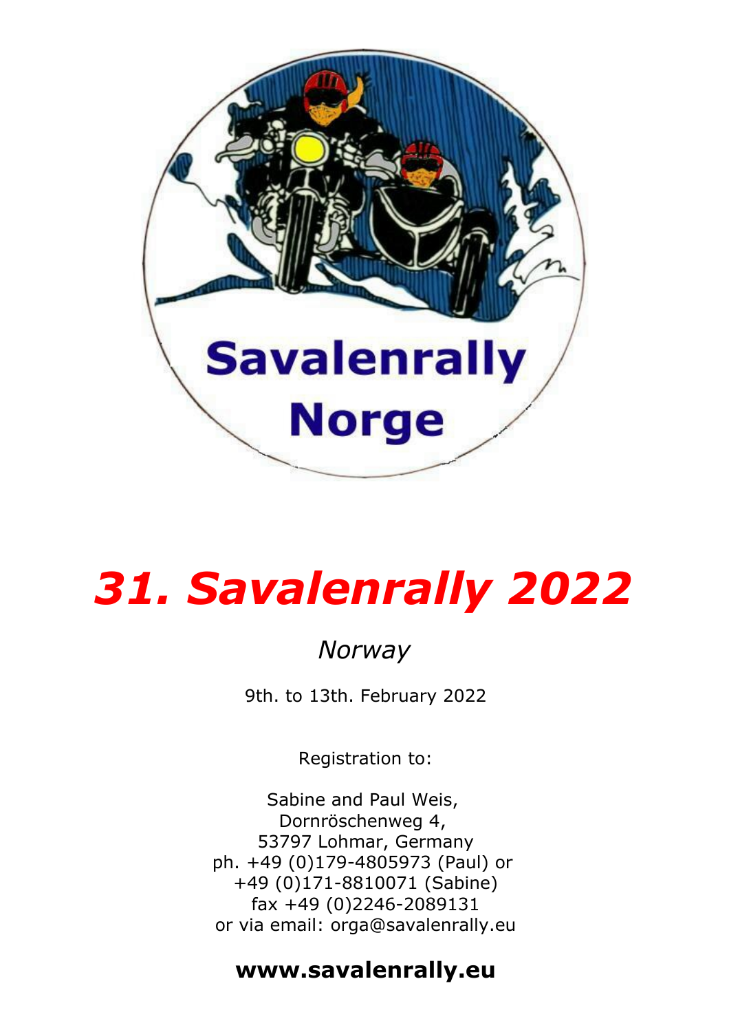Savalenrally

Norge

# *31. Savalenrally 2022*

*Norway*

9th. to 13th. February 2022

Registration to:

Sabine and Paul Weis,
Dornröschenweg 4,
53797 Lohmar, Germany
ph. +49 (0)179-4805973 (Paul) or
+49 (0)171-8810071 (Sabine)
fax +49 (0)2246-2089131
or via email: orga@savalenrally.eu

**www.savalenrally.eu**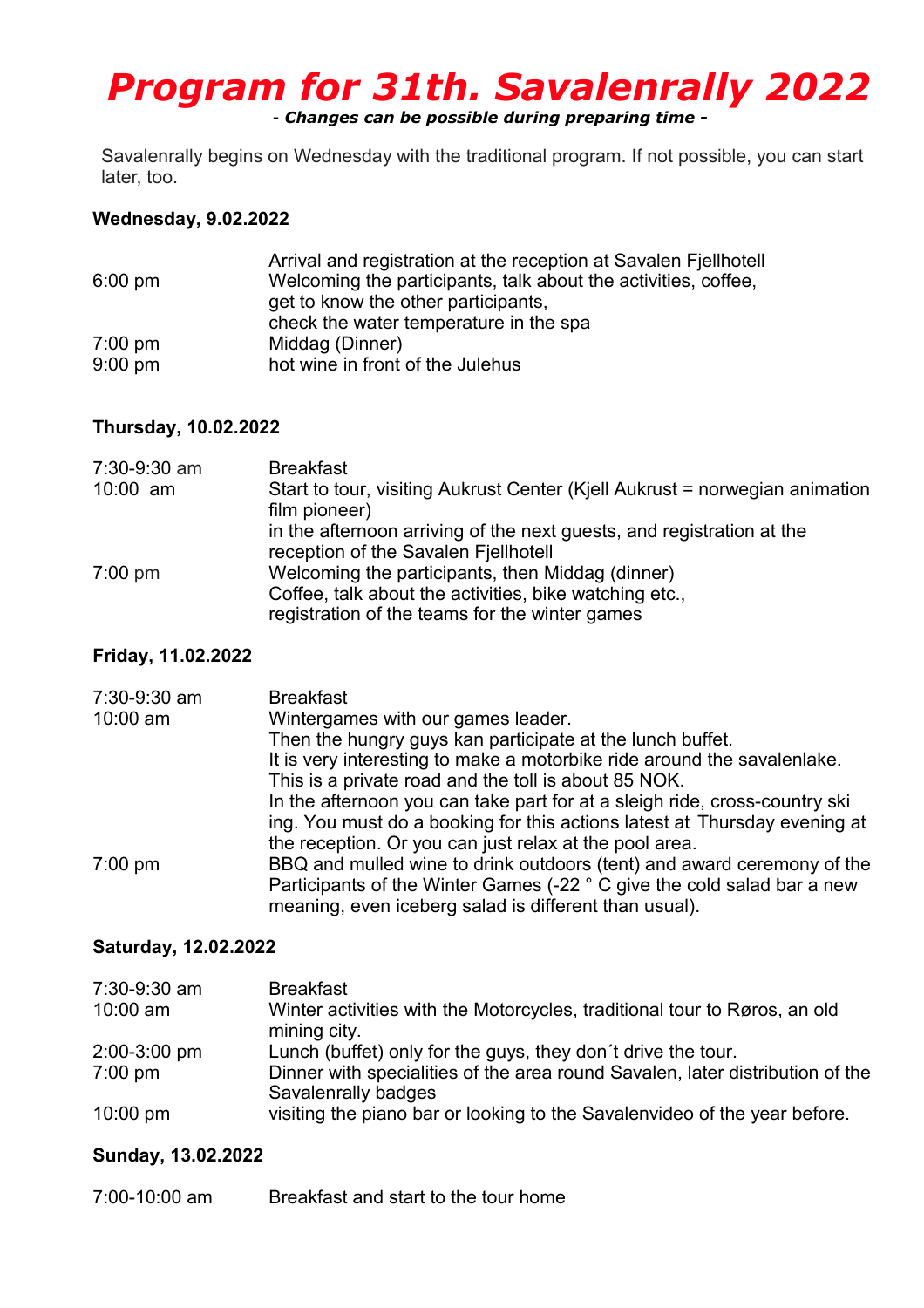# Program for 31th. Savalenrally 2022

*- Changes can be possible during preparing time -*

Savalenrally begins on Wednesday with the traditional program. If not possible, you can start later, too.

**Wednesday, 9.02.2022**

| | |
|---|---|
| | Arrival and registration at the reception at Savalen Fjellhotell |
| 6:00 pm | Welcoming the participants, talk about the activities, coffee, get to know the other participants, check the water temperature in the spa |
| 7:00 pm | Middag (Dinner) |
| 9:00 pm | hot wine in front of the Julehus |

**Thursday, 10.02.2022**

| | |
|---|---|
| 7:30-9:30 am | Breakfast |
| 10:00 am | Start to tour, visiting Aukrust Center (Kjell Aukrust = norwegian animation film pioneer) in the afternoon arriving of the next guests, and registration at the reception of the Savalen Fjellhotell |
| 7:00 pm | Welcoming the participants, then Middag (dinner) Coffee, talk about the activities, bike watching etc., registration of the teams for the winter games |

**Friday, 11.02.2022**

| | |
|---|---|
| 7:30-9:30 am | Breakfast |
| 10:00 am | Wintergames with our games leader. Then the hungry guys kan participate at the lunch buffet. It is very interesting to make a motorbike ride around the savalenlake. This is a private road and the toll is about 85 NOK. In the afternoon you can take part for at a sleigh ride, cross-country ski ing. You must do a booking for this actions latest at Thursday evening at the reception. Or you can just relax at the pool area. |
| 7:00 pm | BBQ and mulled wine to drink outdoors (tent) and award ceremony of the Participants of the Winter Games (-22 ° C give the cold salad bar a new meaning, even iceberg salad is different than usual). |

**Saturday, 12.02.2022**

| | |
|---|---|
| 7:30-9:30 am | Breakfast |
| 10:00 am | Winter activities with the Motorcycles, traditional tour to Røros, an old mining city. |
| 2:00-3:00 pm | Lunch (buffet) only for the guys, they don´t drive the tour. |
| 7:00 pm | Dinner with specialities of the area round Savalen, later distribution of the Savalenrally badges |
| 10:00 pm | visiting the piano bar or looking to the Savalenvideo of the year before. |

**Sunday, 13.02.2022**

| | |
|---|---|
| 7:00-10:00 am | Breakfast and start to the tour home |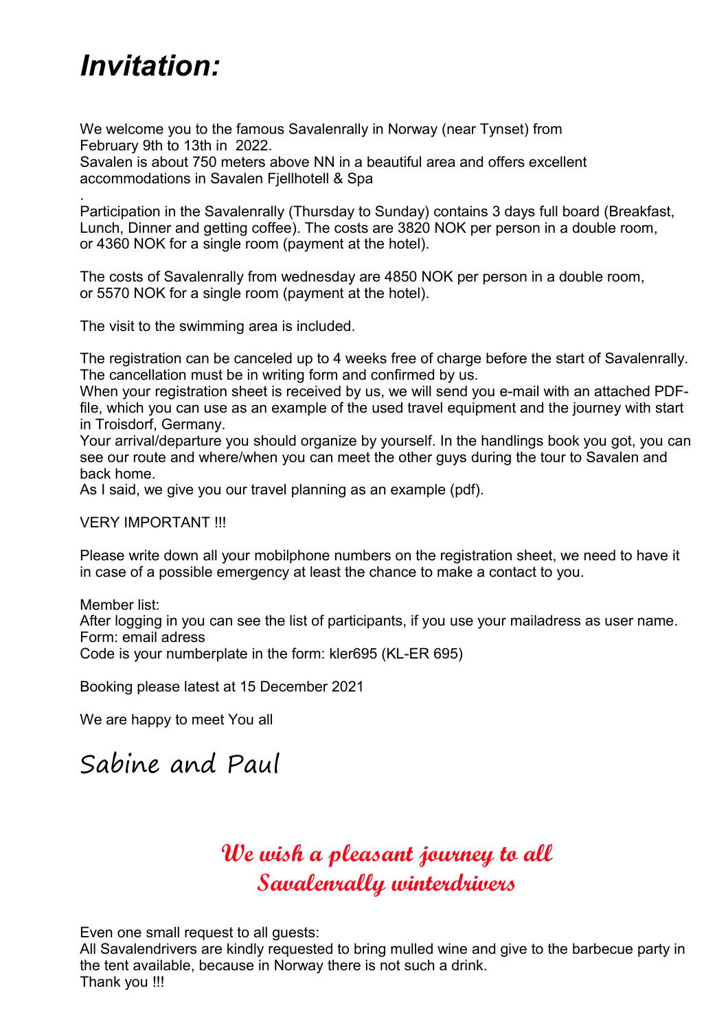# *Invitation:*

We welcome you to the famous Savalenrally in Norway (near Tynset) from February 9th to 13th in 2022.
Savalen is about 750 meters above NN in a beautiful area and offers excellent accommodations in Savalen Fjellhotell & Spa

.
Participation in the Savalenrally (Thursday to Sunday) contains 3 days full board (Breakfast, Lunch, Dinner and getting coffee). The costs are 3820 NOK per person in a double room, or 4360 NOK for a single room (payment at the hotel).

The costs of Savalenrally from wednesday are 4850 NOK per person in a double room, or 5570 NOK for a single room (payment at the hotel).

The visit to the swimming area is included.

The registration can be canceled up to 4 weeks free of charge before the start of Savalenrally. The cancellation must be in writing form and confirmed by us.
When your registration sheet is received by us, we will send you e-mail with an attached PDF-file, which you can use as an example of the used travel equipment and the journey with start in Troisdorf, Germany.
Your arrival/departure you should organize by yourself. In the handlings book you got, you can see our route and where/when you can meet the other guys during the tour to Savalen and back home.
As I said, we give you our travel planning as an example (pdf).

VERY IMPORTANT !!!

Please write down all your mobilphone numbers on the registration sheet, we need to have it in case of a possible emergency at least the chance to make a contact to you.

Member list:
After logging in you can see the list of participants, if you use your mailadress as user name.
Form: email adress
Code is your numberplate in the form: kler695 (KL-ER 695)

Booking please latest at 15 December 2021

We are happy to meet You all

Sabine and Paul

**We wish a pleasant journey to all Savalenrally winterdrivers**

Even one small request to all guests:
All Savalendrivers are kindly requested to bring mulled wine and give to the barbecue party in the tent available, because in Norway there is not such a drink.
Thank you !!!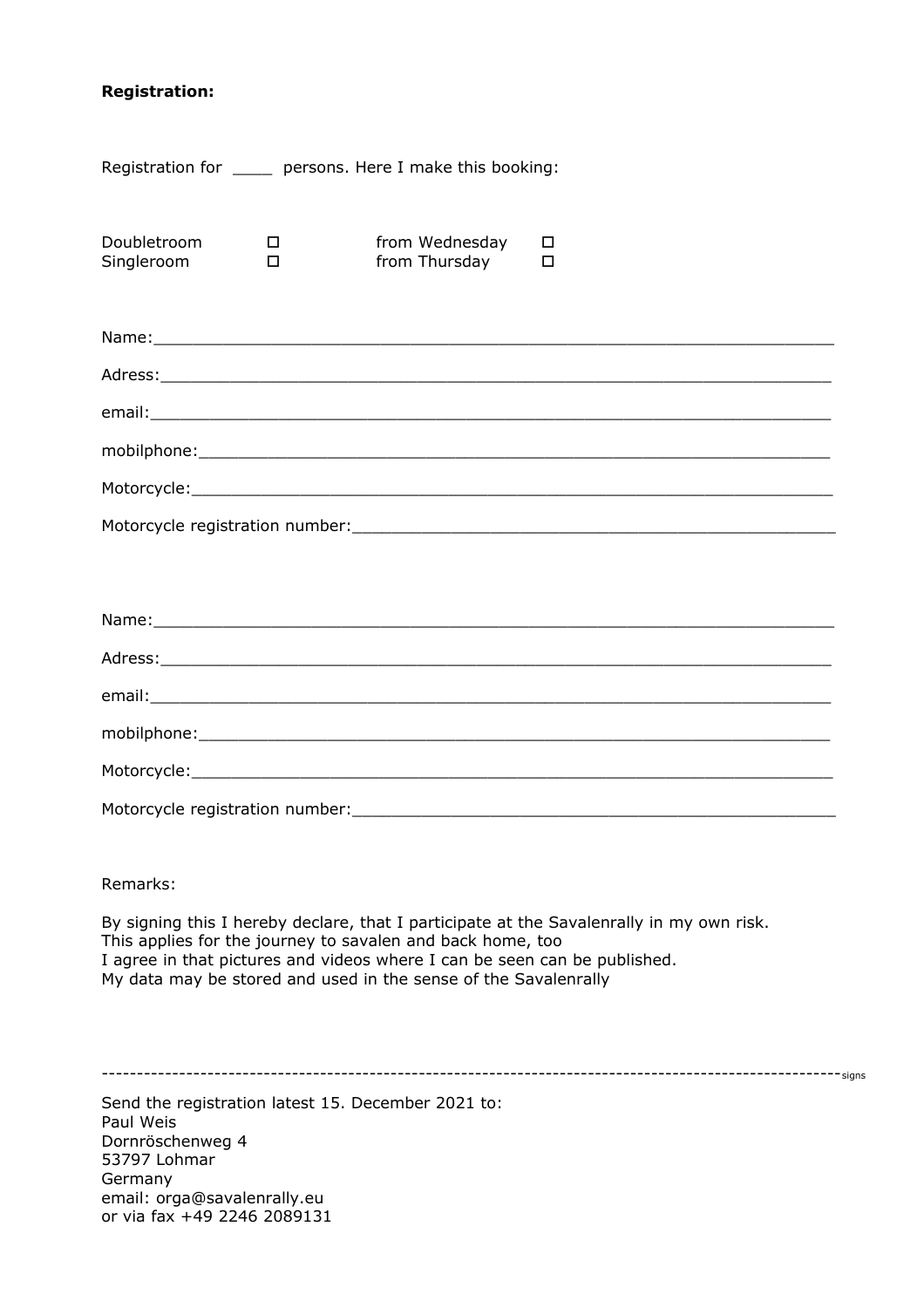**Registration:**

Registration for ____ persons. Here I make this booking:

Doubletroom ☐ from Wednesday ☐
Singleroom ☐ from Thursday ☐

Name:______________________________________________________________________

Adress:_____________________________________________________________________

email:______________________________________________________________________

mobilphone:_________________________________________________________________

Motorcycle:_________________________________________________________________

Motorcycle registration number:______________________________________________

Name:______________________________________________________________________

Adress:_____________________________________________________________________

email:______________________________________________________________________

mobilphone:_________________________________________________________________

Motorcycle:_________________________________________________________________

Motorcycle registration number:______________________________________________

Remarks:

By signing this I hereby declare, that I participate at the Savalenrally in my own risk.
This applies for the journey to savalen and back home, too
I agree in that pictures and videos where I can be seen can be published.
My data may be stored and used in the sense of the Savalenrally

--------------------------------------------------------------------------------------------------------signs

Send the registration latest 15. December 2021 to:
Paul Weis
Dornröschenweg 4
53797 Lohmar
Germany
email: orga@savalenrally.eu
or via fax +49 2246 2089131